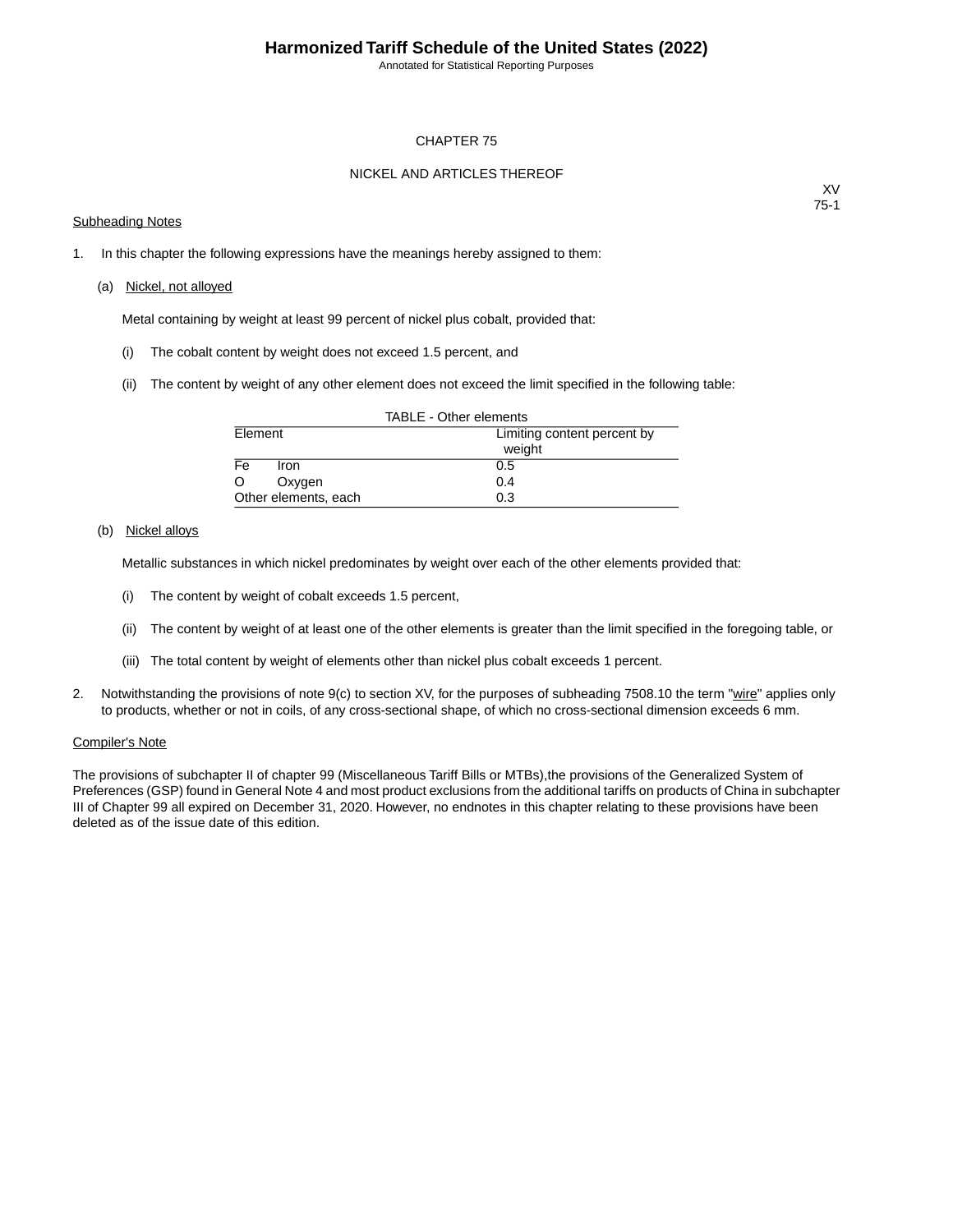# CHAPTER 75

## NICKEL AND ARTICLES THEREOF

XV
75-1

Subheading Notes

1. In this chapter the following expressions have the meanings hereby assigned to them:

   (a) Nickel, not alloyed

   Metal containing by weight at least 99 percent of nickel plus cobalt, provided that:

   (i) The cobalt content by weight does not exceed 1.5 percent, and

   (ii) The content by weight of any other element does not exceed the limit specified in the following table:

TABLE - Other elements

| Element | Limiting content percent by weight |
|---|---|
| Fe Iron | 0.5 |
| O Oxygen | 0.4 |
| Other elements, each | 0.3 |

   (b) Nickel alloys

   Metallic substances in which nickel predominates by weight over each of the other elements provided that:

   (i) The content by weight of cobalt exceeds 1.5 percent,

   (ii) The content by weight of at least one of the other elements is greater than the limit specified in the foregoing table, or

   (iii) The total content by weight of elements other than nickel plus cobalt exceeds 1 percent.

2. Notwithstanding the provisions of note 9(c) to section XV, for the purposes of subheading 7508.10 the term "wire" applies only to products, whether or not in coils, of any cross-sectional shape, of which no cross-sectional dimension exceeds 6 mm.

Compiler's Note

The provisions of subchapter II of chapter 99 (Miscellaneous Tariff Bills or MTBs),the provisions of the Generalized System of Preferences (GSP) found in General Note 4 and most product exclusions from the additional tariffs on products of China in subchapter III of Chapter 99 all expired on December 31, 2020. However, no endnotes in this chapter relating to these provisions have been deleted as of the issue date of this edition.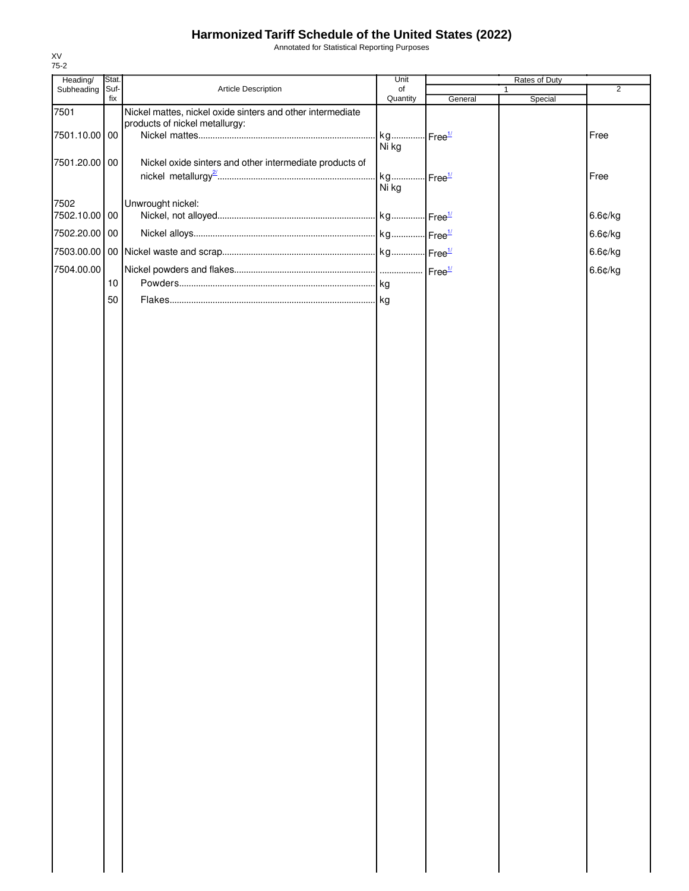# Harmonized Tariff Schedule of the United States (2022)

Annotated for Statistical Reporting Purposes

XV
75-2

| Heading/ Subheading | Stat. Suf- fix | Article Description | Unit of Quantity | Rates of Duty 1 General | Rates of Duty 1 Special | Rates of Duty 2 |
|---|---|---|---|---|---|---|
| 7501 | | Nickel mattes, nickel oxide sinters and other intermediate products of nickel metallurgy: | | | | |
| 7501.10.00 | 00 | Nickel mattes | kg Ni kg | Free[1/] | | Free |
| 7501.20.00 | 00 | Nickel oxide sinters and other intermediate products of nickel metallurgy[2/] | kg Ni kg | Free[1/] | | Free |
| 7502 | | Unwrought nickel: | | | | |
| 7502.10.00 | 00 | Nickel, not alloyed | kg | Free[1/] | | 6.6¢/kg |
| 7502.20.00 | 00 | Nickel alloys | kg | Free[1/] | | 6.6¢/kg |
| 7503.00.00 | 00 | Nickel waste and scrap | kg | Free[1/] | | 6.6¢/kg |
| 7504.00.00 | | Nickel powders and flakes | | Free[1/] | | 6.6¢/kg |
| | 10 | Powders | kg | | | |
| | 50 | Flakes | kg | | | |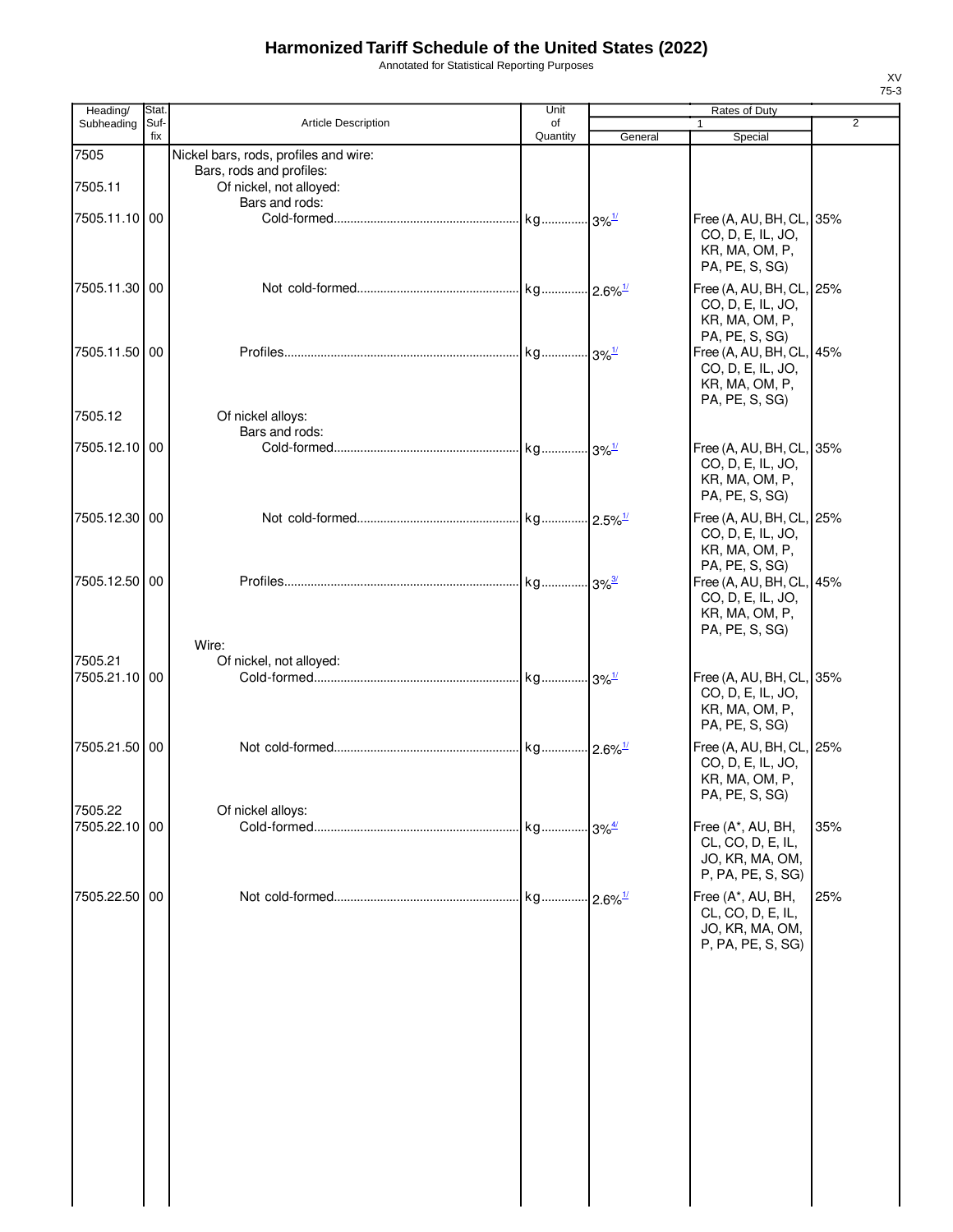# Harmonized Tariff Schedule of the United States (2022)

Annotated for Statistical Reporting Purposes

XV
75-3

| Heading/ Subheading | Stat. Suf- fix | Article Description | Unit of Quantity | Rates of Duty 1 General | 1 Special | 2 |
|---|---|---|---|---|---|---|
| 7505 | | Nickel bars, rods, profiles and wire: | | | | |
| | | Bars, rods and profiles: | | | | |
| 7505.11 | | Of nickel, not alloyed: | | | | |
| | | Bars and rods: | | | | |
| 7505.11.10 | 00 | Cold-formed | kg | 3%[1/] | Free (A, AU, BH, CL, CO, D, E, IL, JO, KR, MA, OM, P, PA, PE, S, SG) | 35% |
| 7505.11.30 | 00 | Not cold-formed | kg | 2.6%[1/] | Free (A, AU, BH, CL, CO, D, E, IL, JO, KR, MA, OM, P, PA, PE, S, SG) | 25% |
| 7505.11.50 | 00 | Profiles | kg | 3%[1/] | Free (A, AU, BH, CL, CO, D, E, IL, JO, KR, MA, OM, P, PA, PE, S, SG) | 45% |
| 7505.12 | | Of nickel alloys: | | | | |
| | | Bars and rods: | | | | |
| 7505.12.10 | 00 | Cold-formed | kg | 3%[1/] | Free (A, AU, BH, CL, CO, D, E, IL, JO, KR, MA, OM, P, PA, PE, S, SG) | 35% |
| 7505.12.30 | 00 | Not cold-formed | kg | 2.5%[1/] | Free (A, AU, BH, CL, CO, D, E, IL, JO, KR, MA, OM, P, PA, PE, S, SG) | 25% |
| 7505.12.50 | 00 | Profiles | kg | 3%[3/] | Free (A, AU, BH, CL, CO, D, E, IL, JO, KR, MA, OM, P, PA, PE, S, SG) | 45% |
| | | Wire: | | | | |
| 7505.21 | | Of nickel, not alloyed: | | | | |
| 7505.21.10 | 00 | Cold-formed | kg | 3%[1/] | Free (A, AU, BH, CL, CO, D, E, IL, JO, KR, MA, OM, P, PA, PE, S, SG) | 35% |
| 7505.21.50 | 00 | Not cold-formed | kg | 2.6%[1/] | Free (A, AU, BH, CL, CO, D, E, IL, JO, KR, MA, OM, P, PA, PE, S, SG) | 25% |
| 7505.22 | | Of nickel alloys: | | | | |
| 7505.22.10 | 00 | Cold-formed | kg | 3%[4/] | Free (A*, AU, BH, CL, CO, D, E, IL, JO, KR, MA, OM, P, PA, PE, S, SG) | 35% |
| 7505.22.50 | 00 | Not cold-formed | kg | 2.6%[1/] | Free (A*, AU, BH, CL, CO, D, E, IL, JO, KR, MA, OM, P, PA, PE, S, SG) | 25% |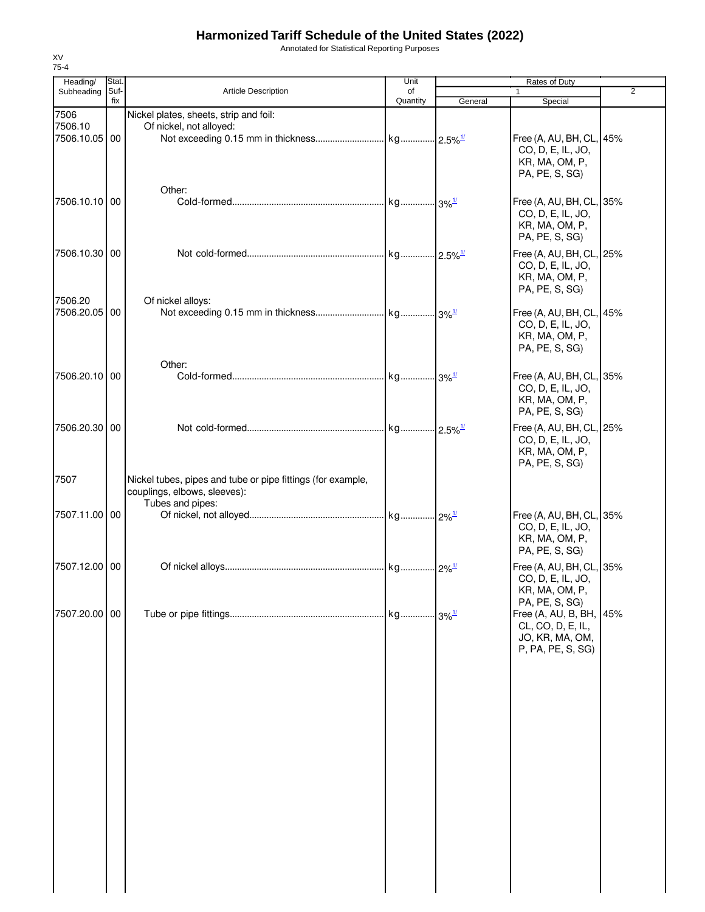# Harmonized Tariff Schedule of the United States (2022)

Annotated for Statistical Reporting Purposes

XV
75-4

| Heading/ Subheading | Stat. Suf- fix | Article Description | Unit of Quantity | Rates of Duty 1 General | Special | 2 |
|---|---|---|---|---|---|---|
| 7506 | | Nickel plates, sheets, strip and foil: | | | | |
| 7506.10 | | Of nickel, not alloyed: | | | | |
| 7506.10.05 | 00 | Not exceeding 0.15 mm in thickness | kg | 2.5% 1/ | Free (A, AU, BH, CL, CO, D, E, IL, JO, KR, MA, OM, P, PA, PE, S, SG) | 45% |
| | | Other: | | | | |
| 7506.10.10 | 00 | Cold-formed | kg | 3% 1/ | Free (A, AU, BH, CL, CO, D, E, IL, JO, KR, MA, OM, P, PA, PE, S, SG) | 35% |
| 7506.10.30 | 00 | Not cold-formed | kg | 2.5% 1/ | Free (A, AU, BH, CL, CO, D, E, IL, JO, KR, MA, OM, P, PA, PE, S, SG) | 25% |
| 7506.20 | | Of nickel alloys: | | | | |
| 7506.20.05 | 00 | Not exceeding 0.15 mm in thickness | kg | 3% 1/ | Free (A, AU, BH, CL, CO, D, E, IL, JO, KR, MA, OM, P, PA, PE, S, SG) | 45% |
| | | Other: | | | | |
| 7506.20.10 | 00 | Cold-formed | kg | 3% 1/ | Free (A, AU, BH, CL, CO, D, E, IL, JO, KR, MA, OM, P, PA, PE, S, SG) | 35% |
| 7506.20.30 | 00 | Not cold-formed | kg | 2.5% 1/ | Free (A, AU, BH, CL, CO, D, E, IL, JO, KR, MA, OM, P, PA, PE, S, SG) | 25% |
| 7507 | | Nickel tubes, pipes and tube or pipe fittings (for example, couplings, elbows, sleeves): | | | | |
| | | Tubes and pipes: | | | | |
| 7507.11.00 | 00 | Of nickel, not alloyed | kg | 2% 1/ | Free (A, AU, BH, CL, CO, D, E, IL, JO, KR, MA, OM, P, PA, PE, S, SG) | 35% |
| 7507.12.00 | 00 | Of nickel alloys | kg | 2% 1/ | Free (A, AU, BH, CL, CO, D, E, IL, JO, KR, MA, OM, P, PA, PE, S, SG) | 35% |
| 7507.20.00 | 00 | Tube or pipe fittings | kg | 3% 1/ | Free (A, AU, B, BH, CL, CO, D, E, IL, JO, KR, MA, OM, P, PA, PE, S, SG) | 45% |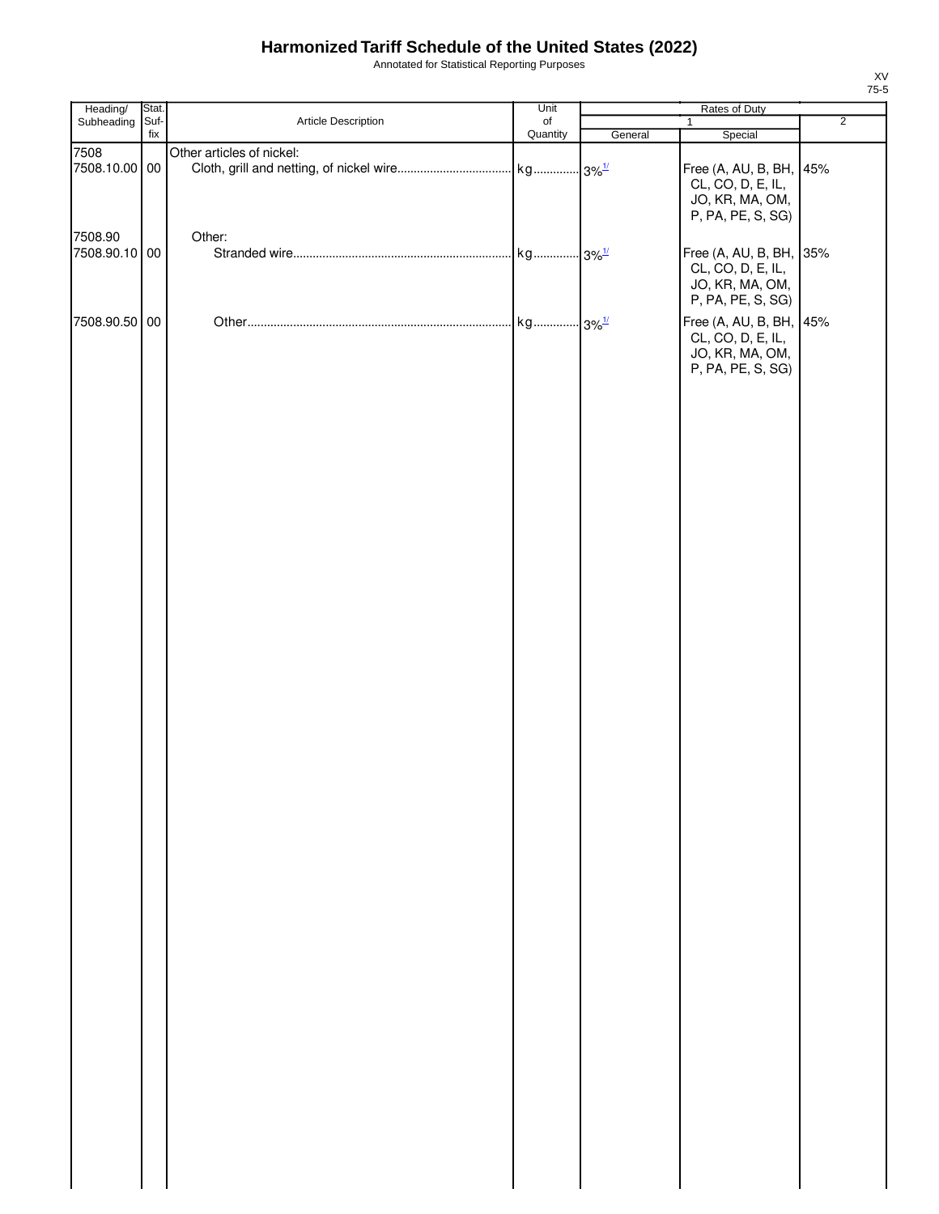# Harmonized Tariff Schedule of the United States (2022)

Annotated for Statistical Reporting Purposes

| Heading/ Subheading | Stat. Suf- fix | Article Description | Unit of Quantity | Rates of Duty | | |
|---|---|---|---|---|---|---|
| | | | | 1 | | 2 |
| | | | | General | Special | |
| 7508 | | Other articles of nickel: | | | | |
| 7508.10.00 | 00 | Cloth, grill and netting, of nickel wire | kg | 3%[1/] | Free (A, AU, B, BH, CL, CO, D, E, IL, JO, KR, MA, OM, P, PA, PE, S, SG) | 45% |
| 7508.90 | | Other: | | | | |
| 7508.90.10 | 00 | Stranded wire | kg | 3%[1/] | Free (A, AU, B, BH, CL, CO, D, E, IL, JO, KR, MA, OM, P, PA, PE, S, SG) | 35% |
| 7508.90.50 | 00 | Other | kg | 3%[1/] | Free (A, AU, B, BH, CL, CO, D, E, IL, JO, KR, MA, OM, P, PA, PE, S, SG) | 45% |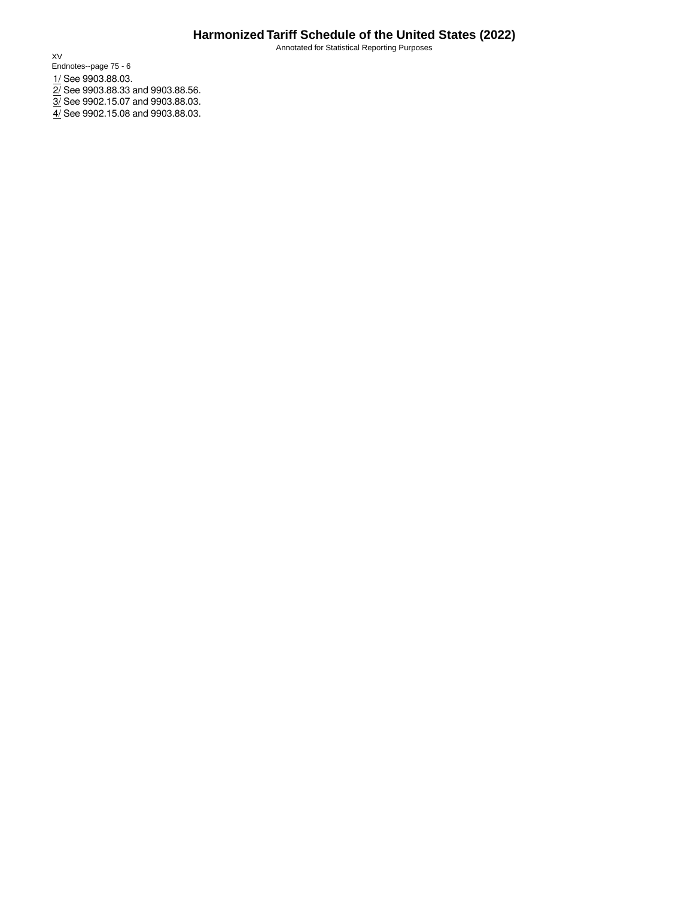1/ See 9903.88.03.
2/ See 9903.88.33 and 9903.88.56.
3/ See 9902.15.07 and 9903.88.03.
4/ See 9902.15.08 and 9903.88.03.